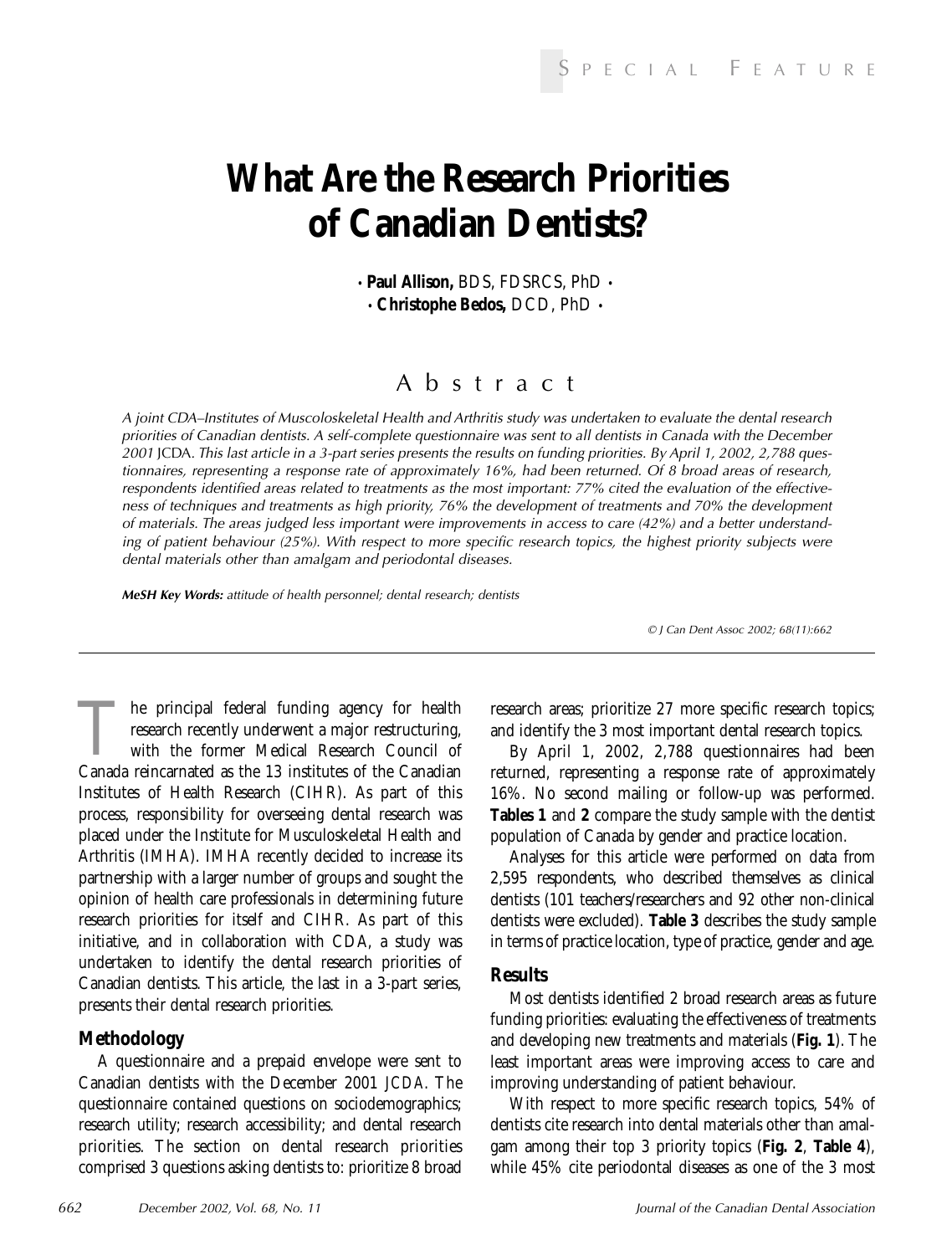# What Are the Research Priorities of Canadian Dentists?

• **Paul Allison,** BDS, FDSRCS, PhD •
• **Christophe Bedos,** DCD, PhD •

## Abstract

*A joint CDA–Institutes of Muscoloskeletal Health and Arthritis study was undertaken to evaluate the dental research priorities of Canadian dentists. A self-complete questionnaire was sent to all dentists in Canada with the December 2001* JCDA. *This last article in a 3-part series presents the results on funding priorities. By April 1, 2002, 2,788 questionnaires, representing a response rate of approximately 16%, had been returned. Of 8 broad areas of research, respondents identified areas related to treatments as the most important: 77% cited the evaluation of the effectiveness of techniques and treatments as high priority, 76% the development of treatments and 70% the development of materials. The areas judged less important were improvements in access to care (42%) and a better understanding of patient behaviour (25%). With respect to more specific research topics, the highest priority subjects were dental materials other than amalgam and periodontal diseases.*

***MeSH Key Words:*** *attitude of health personnel; dental research; dentists*

*© J Can Dent Assoc 2002; 68(11):662*

The principal federal funding agency for health research recently underwent a major restructuring, with the former Medical Research Council of Canada reincarnated as the 13 institutes of the Canadian Institutes of Health Research (CIHR). As part of this process, responsibility for overseeing dental research was placed under the Institute for Musculoskeletal Health and Arthritis (IMHA). IMHA recently decided to increase its partnership with a larger number of groups and sought the opinion of health care professionals in determining future research priorities for itself and CIHR. As part of this initiative, and in collaboration with CDA, a study was undertaken to identify the dental research priorities of Canadian dentists. This article, the last in a 3-part series, presents their dental research priorities.

## Methodology

A questionnaire and a prepaid envelope were sent to Canadian dentists with the December 2001 *JCDA*. The questionnaire contained questions on sociodemographics; research utility; research accessibility; and dental research priorities. The section on dental research priorities comprised 3 questions asking dentists to: prioritize 8 broad research areas; prioritize 27 more specific research topics; and identify the 3 most important dental research topics.

By April 1, 2002, 2,788 questionnaires had been returned, representing a response rate of approximately 16%. No second mailing or follow-up was performed. **Tables 1** and **2** compare the study sample with the dentist population of Canada by gender and practice location.

Analyses for this article were performed on data from 2,595 respondents, who described themselves as clinical dentists (101 teachers/researchers and 92 other non-clinical dentists were excluded). **Table 3** describes the study sample in terms of practice location, type of practice, gender and age.

## Results

Most dentists identified 2 broad research areas as future funding priorities: evaluating the effectiveness of treatments and developing new treatments and materials (**Fig. 1**). The least important areas were improving access to care and improving understanding of patient behaviour.

With respect to more specific research topics, 54% of dentists cite research into dental materials other than amalgam among their top 3 priority topics (**Fig. 2**, **Table 4**), while 45% cite periodontal diseases as one of the 3 most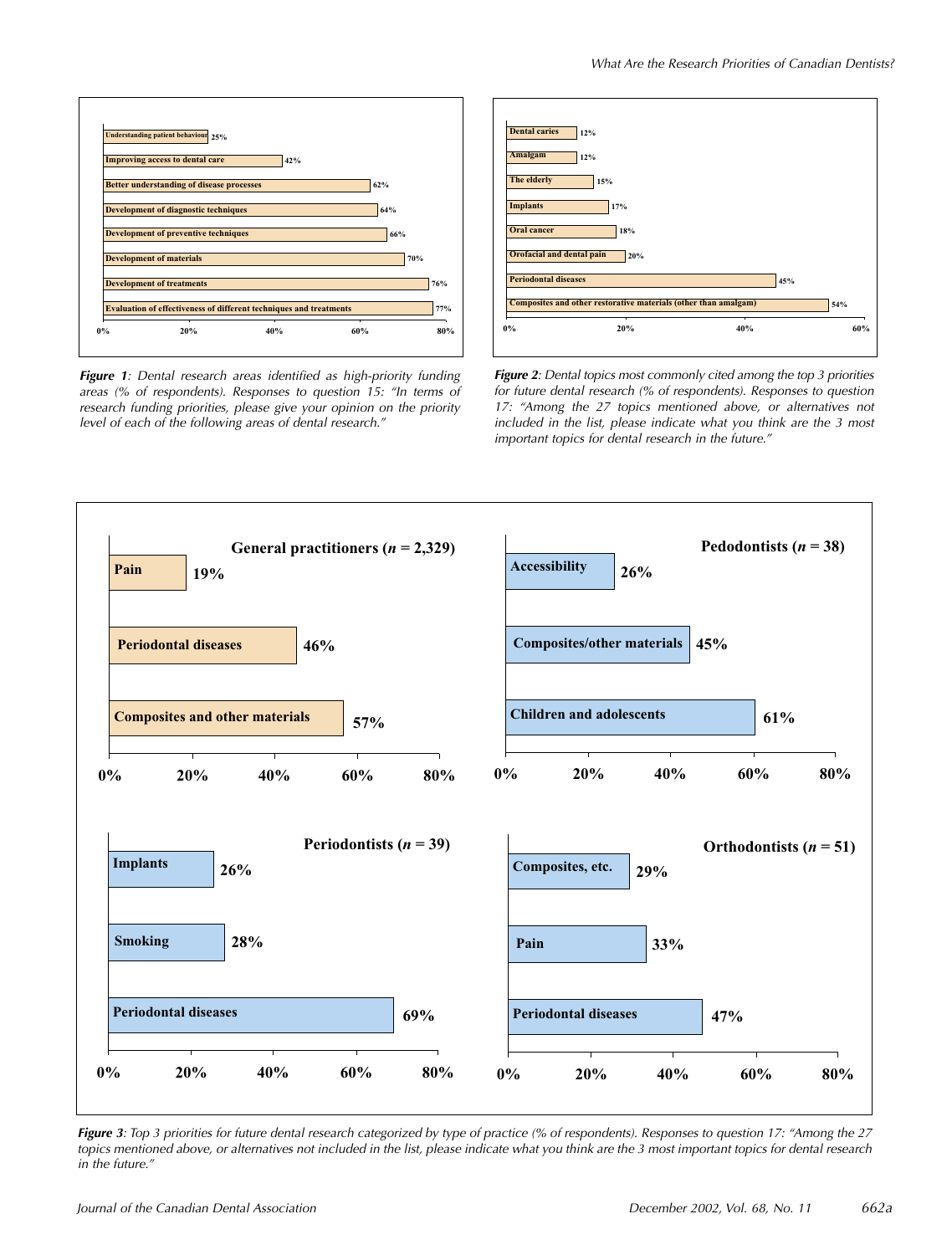| Area of dental research | % of respondents |
|---|---|
| Understanding patient behaviour | 25% |
| Improving access to dental care | 42% |
| Better understanding of disease processes | 62% |
| Development of diagnostic techniques | 64% |
| Development of preventive techniques | 66% |
| Development of materials | 70% |
| Development of treatments | 76% |
| Evaluation of effectiveness of different techniques and treatments | 77% |

***Figure 1**: Dental research areas identified as high-priority funding areas (% of respondents). Responses to question 15: "In terms of research funding priorities, please give your opinion on the priority level of each of the following areas of dental research."*

| Dental topic | % of respondents |
|---|---|
| Dental caries | 12% |
| Amalgam | 12% |
| The elderly | 15% |
| Implants | 17% |
| Oral cancer | 18% |
| Orofacial and dental pain | 20% |
| Periodontal diseases | 45% |
| Composites and other restorative materials (other than amalgam) | 54% |

***Figure 2**: Dental topics most commonly cited among the top 3 priorities for future dental research (% of respondents). Responses to question 17: "Among the 27 topics mentioned above, or alternatives not included in the list, please indicate what you think are the 3 most important topics for dental research in the future."*

**General practitioners ($n$ = 2,329)**

| Topic | % of respondents |
|---|---|
| Pain | 19% |
| Periodontal diseases | 46% |
| Composites and other materials | 57% |

**Pedodontists ($n$ = 38)**

| Topic | % of respondents |
|---|---|
| Accessibility | 26% |
| Composites/other materials | 45% |
| Children and adolescents | 61% |

**Periodontists ($n$ = 39)**

| Topic | % of respondents |
|---|---|
| Implants | 26% |
| Smoking | 28% |
| Periodontal diseases | 69% |

**Orthodontists ($n$ = 51)**

| Topic | % of respondents |
|---|---|
| Composites, etc. | 29% |
| Pain | 33% |
| Periodontal diseases | 47% |

***Figure 3**: Top 3 priorities for future dental research categorized by type of practice (% of respondents). Responses to question 17: "Among the 27 topics mentioned above, or alternatives not included in the list, please indicate what you think are the 3 most important topics for dental research in the future."*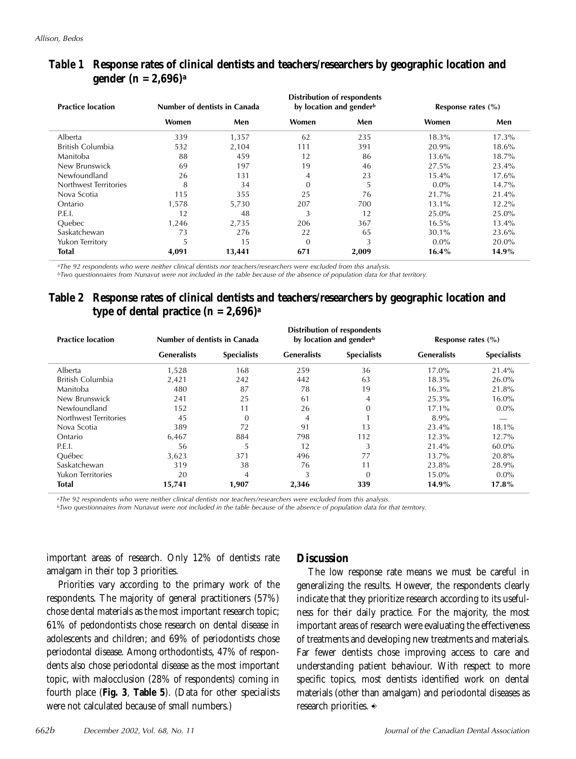## Table 1 Response rates of clinical dentists and teachers/researchers by geographic location and gender (n = 2,696)[a]

| Practice location | Number of dentists in Canada | | Distribution of respondents by location and gender[b] | | Response rates (%) | |
|---|---|---|---|---|---|---|
| | Women | Men | Women | Men | Women | Men |
| Alberta | 339 | 1,357 | 62 | 235 | 18.3% | 17.3% |
| British Columbia | 532 | 2,104 | 111 | 391 | 20.9% | 18.6% |
| Manitoba | 88 | 459 | 12 | 86 | 13.6% | 18.7% |
| New Brunswick | 69 | 197 | 19 | 46 | 27.5% | 23.4% |
| Newfoundland | 26 | 131 | 4 | 23 | 15.4% | 17.6% |
| Northwest Territories | 8 | 34 | 0 | 5 | 0.0% | 14.7% |
| Nova Scotia | 115 | 355 | 25 | 76 | 21.7% | 21.4% |
| Ontario | 1,578 | 5,730 | 207 | 700 | 13.1% | 12.2% |
| P.E.I. | 12 | 48 | 3 | 12 | 25.0% | 25.0% |
| Quebec | 1,246 | 2,735 | 206 | 367 | 16.5% | 13.4% |
| Saskatchewan | 73 | 276 | 22 | 65 | 30.1% | 23.6% |
| Yukon Territory | 5 | 15 | 0 | 3 | 0.0% | 20.0% |
| **Total** | **4,091** | **13,441** | **671** | **2,009** | **16.4%** | **14.9%** |

*[a]The 92 respondents who were neither clinical dentists nor teachers/researchers were excluded from this analysis.*
*[b]Two questionnaires from Nunavut were not included in the table because of the absence of population data for that territory.*

## Table 2 Response rates of clinical dentists and teachers/researchers by geographic location and type of dental practice (n = 2,696)[a]

| Practice location | Number of dentists in Canada | | Distribution of respondents by location and gender[b] | | Response rates (%) | |
|---|---|---|---|---|---|---|
| | Generalists | Specialists | Generalists | Specialists | Generalists | Specialists |
| Alberta | 1,528 | 168 | 259 | 36 | 17.0% | 21.4% |
| British Columbia | 2,421 | 242 | 442 | 63 | 18.3% | 26.0% |
| Manitoba | 480 | 87 | 78 | 19 | 16.3% | 21.8% |
| New Brunswick | 241 | 25 | 61 | 4 | 25.3% | 16.0% |
| Newfoundland | 152 | 11 | 26 | 0 | 17.1% | 0.0% |
| Northwest Territories | 45 | 0 | 4 | 1 | 8.9% | — |
| Nova Scotia | 389 | 72 | 91 | 13 | 23.4% | 18.1% |
| Ontario | 6,467 | 884 | 798 | 112 | 12.3% | 12.7% |
| P.E.I. | 56 | 5 | 12 | 3 | 21.4% | 60.0% |
| Québec | 3,623 | 371 | 496 | 77 | 13.7% | 20.8% |
| Saskatchewan | 319 | 38 | 76 | 11 | 23.8% | 28.9% |
| Yukon Territories | 20 | 4 | 3 | 0 | 15.0% | 0.0% |
| **Total** | **15,741** | **1,907** | **2,346** | **339** | **14.9%** | **17.8%** |

*[a]The 92 respondents who were neither clinical dentists nor teachers/researchers were excluded from this analysis.*
*[b]Two questionnaires from Nunavut were not included in the table because of the absence of population data for that territory.*

important areas of research. Only 12% of dentists rate amalgam in their top 3 priorities.

Priorities vary according to the primary work of the respondents. The majority of general practitioners (57%) chose dental materials as the most important research topic; 61% of pedodontists chose research on dental disease in adolescents and children; and 69% of periodontists chose periodontal disease. Among orthodontists, 47% of respondents also chose periodontal disease as the most important topic, with malocclusion (28% of respondents) coming in fourth place (**Fig. 3**, **Table 5**). (Data for other specialists were not calculated because of small numbers.)

## Discussion

The low response rate means we must be careful in generalizing the results. However, the respondents clearly indicate that they prioritize research according to its usefulness for their daily practice. For the majority, the most important areas of research were evaluating the effectiveness of treatments and developing new treatments and materials. Far fewer dentists chose improving access to care and understanding patient behaviour. With respect to more specific topics, most dentists identified work on dental materials (other than amalgam) and periodontal diseases as research priorities. ◆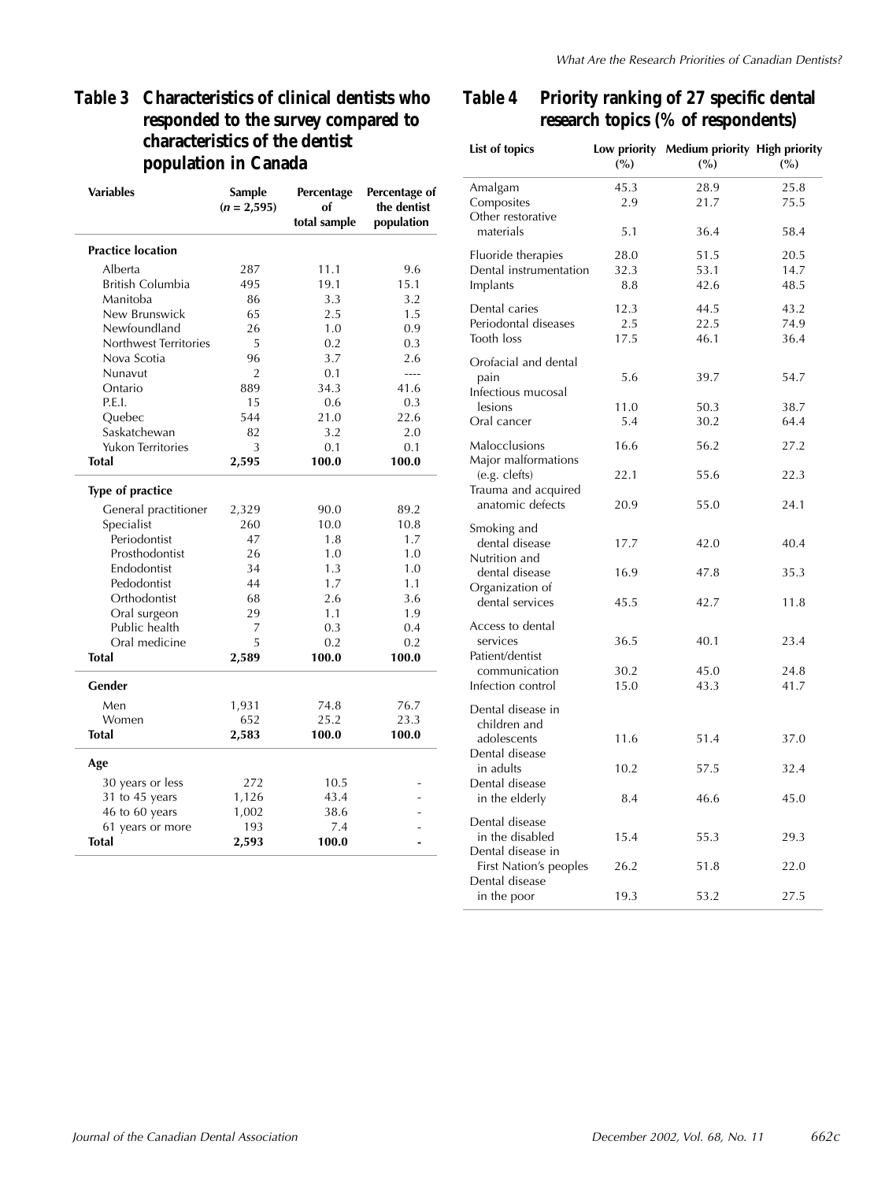**Table 3 Characteristics of clinical dentists who responded to the survey compared to characteristics of the dentist population in Canada**

| Variables | Sample (*n* = 2,595) | Percentage of total sample | Percentage of the dentist population |
|---|---|---|---|
| **Practice location** | | | |
| Alberta | 287 | 11.1 | 9.6 |
| British Columbia | 495 | 19.1 | 15.1 |
| Manitoba | 86 | 3.3 | 3.2 |
| New Brunswick | 65 | 2.5 | 1.5 |
| Newfoundland | 26 | 1.0 | 0.9 |
| Northwest Territories | 5 | 0.2 | 0.3 |
| Nova Scotia | 96 | 3.7 | 2.6 |
| Nunavut | 2 | 0.1 | ---- |
| Ontario | 889 | 34.3 | 41.6 |
| P.E.I. | 15 | 0.6 | 0.3 |
| Quebec | 544 | 21.0 | 22.6 |
| Saskatchewan | 82 | 3.2 | 2.0 |
| Yukon Territories | 3 | 0.1 | 0.1 |
| **Total** | **2,595** | **100.0** | **100.0** |
| **Type of practice** | | | |
| General practitioner | 2,329 | 90.0 | 89.2 |
| Specialist | 260 | 10.0 | 10.8 |
| Periodontist | 47 | 1.8 | 1.7 |
| Prosthodontist | 26 | 1.0 | 1.0 |
| Endodontist | 34 | 1.3 | 1.0 |
| Pedodontist | 44 | 1.7 | 1.1 |
| Orthodontist | 68 | 2.6 | 3.6 |
| Oral surgeon | 29 | 1.1 | 1.9 |
| Public health | 7 | 0.3 | 0.4 |
| Oral medicine | 5 | 0.2 | 0.2 |
| **Total** | **2,589** | **100.0** | **100.0** |
| **Gender** | | | |
| Men | 1,931 | 74.8 | 76.7 |
| Women | 652 | 25.2 | 23.3 |
| **Total** | **2,583** | **100.0** | **100.0** |
| **Age** | | | |
| 30 years or less | 272 | 10.5 | - |
| 31 to 45 years | 1,126 | 43.4 | - |
| 46 to 60 years | 1,002 | 38.6 | - |
| 61 years or more | 193 | 7.4 | - |
| **Total** | **2,593** | **100.0** | **-** |

**Table 4 Priority ranking of 27 specific dental research topics (% of respondents)**

| List of topics | Low priority (%) | Medium priority (%) | High priority (%) |
|---|---|---|---|
| Amalgam | 45.3 | 28.9 | 25.8 |
| Composites | 2.9 | 21.7 | 75.5 |
| Other restorative materials | 5.1 | 36.4 | 58.4 |
| Fluoride therapies | 28.0 | 51.5 | 20.5 |
| Dental instrumentation | 32.3 | 53.1 | 14.7 |
| Implants | 8.8 | 42.6 | 48.5 |
| Dental caries | 12.3 | 44.5 | 43.2 |
| Periodontal diseases | 2.5 | 22.5 | 74.9 |
| Tooth loss | 17.5 | 46.1 | 36.4 |
| Orofacial and dental pain | 5.6 | 39.7 | 54.7 |
| Infectious mucosal lesions | 11.0 | 50.3 | 38.7 |
| Oral cancer | 5.4 | 30.2 | 64.4 |
| Malocclusions | 16.6 | 56.2 | 27.2 |
| Major malformations (e.g. clefts) | 22.1 | 55.6 | 22.3 |
| Trauma and acquired anatomic defects | 20.9 | 55.0 | 24.1 |
| Smoking and dental disease | 17.7 | 42.0 | 40.4 |
| Nutrition and dental disease | 16.9 | 47.8 | 35.3 |
| Organization of dental services | 45.5 | 42.7 | 11.8 |
| Access to dental services | 36.5 | 40.1 | 23.4 |
| Patient/dentist communication | 30.2 | 45.0 | 24.8 |
| Infection control | 15.0 | 43.3 | 41.7 |
| Dental disease in children and adolescents | 11.6 | 51.4 | 37.0 |
| Dental disease in adults | 10.2 | 57.5 | 32.4 |
| Dental disease in the elderly | 8.4 | 46.6 | 45.0 |
| Dental disease in the disabled | 15.4 | 55.3 | 29.3 |
| Dental disease in First Nation's peoples | 26.2 | 51.8 | 22.0 |
| Dental disease in the poor | 19.3 | 53.2 | 27.5 |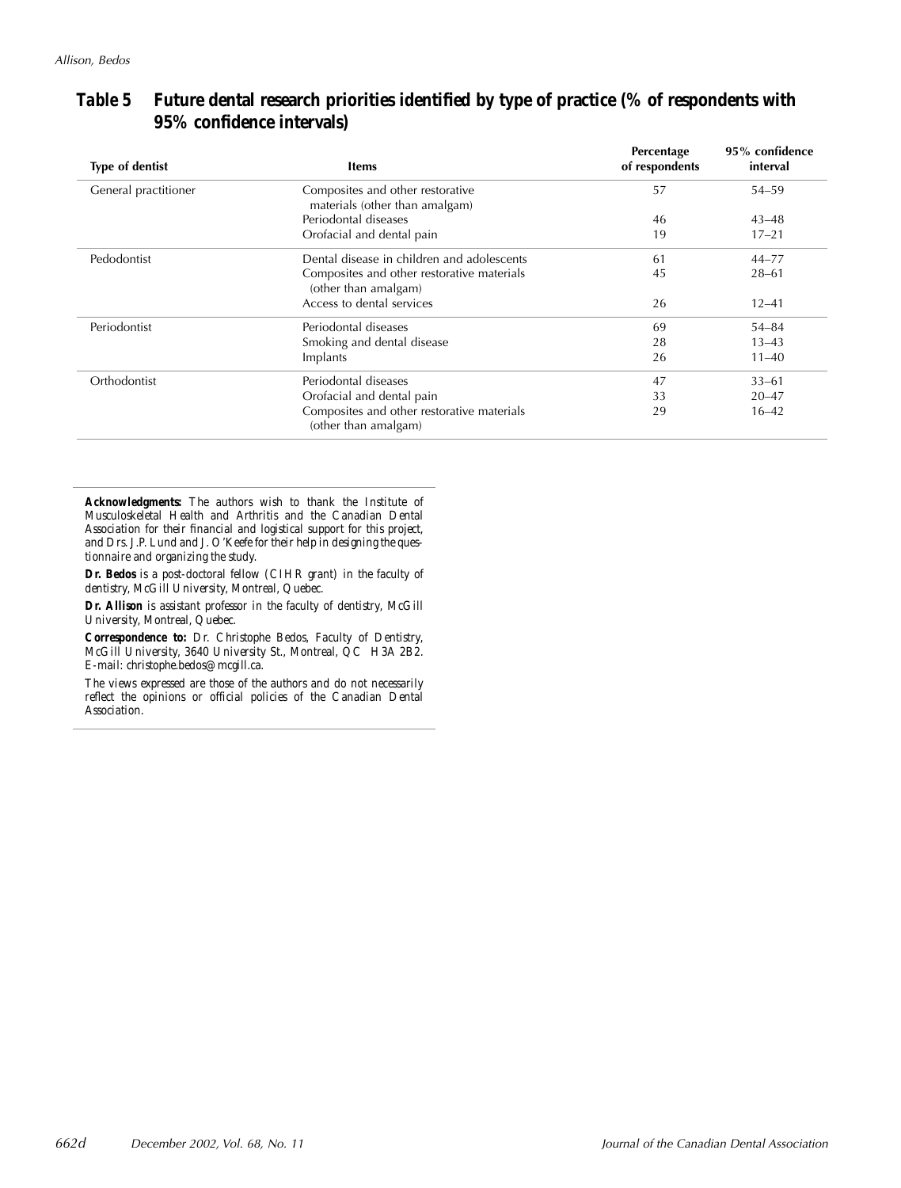**Table 5 Future dental research priorities identified by type of practice (% of respondents with 95% confidence intervals)**

| Type of dentist | Items | Percentage of respondents | 95% confidence interval |
|---|---|---|---|
| General practitioner | Composites and other restorative materials (other than amalgam) | 57 | 54–59 |
| | Periodontal diseases | 46 | 43–48 |
| | Orofacial and dental pain | 19 | 17–21 |
| Pedodontist | Dental disease in children and adolescents | 61 | 44–77 |
| | Composites and other restorative materials (other than amalgam) | 45 | 28–61 |
| | Access to dental services | 26 | 12–41 |
| Periodontist | Periodontal diseases | 69 | 54–84 |
| | Smoking and dental disease | 28 | 13–43 |
| | Implants | 26 | 11–40 |
| Orthodontist | Periodontal diseases | 47 | 33–61 |
| | Orofacial and dental pain | 33 | 20–47 |
| | Composites and other restorative materials (other than amalgam) | 29 | 16–42 |

**Acknowledgments:** The authors wish to thank the Institute of Musculoskeletal Health and Arthritis and the Canadian Dental Association for their financial and logistical support for this project, and Drs. J.P. Lund and J. O'Keefe for their help in designing the questionnaire and organizing the study.

**Dr. Bedos** is a post-doctoral fellow (CIHR grant) in the faculty of dentistry, McGill University, Montreal, Quebec.

**Dr. Allison** is assistant professor in the faculty of dentistry, McGill University, Montreal, Quebec.

**Correspondence to:** Dr. Christophe Bedos, Faculty of Dentistry, McGill University, 3640 University St., Montreal, QC H3A 2B2. E-mail: christophe.bedos@mcgill.ca.

The views expressed are those of the authors and do not necessarily reflect the opinions or official policies of the Canadian Dental Association.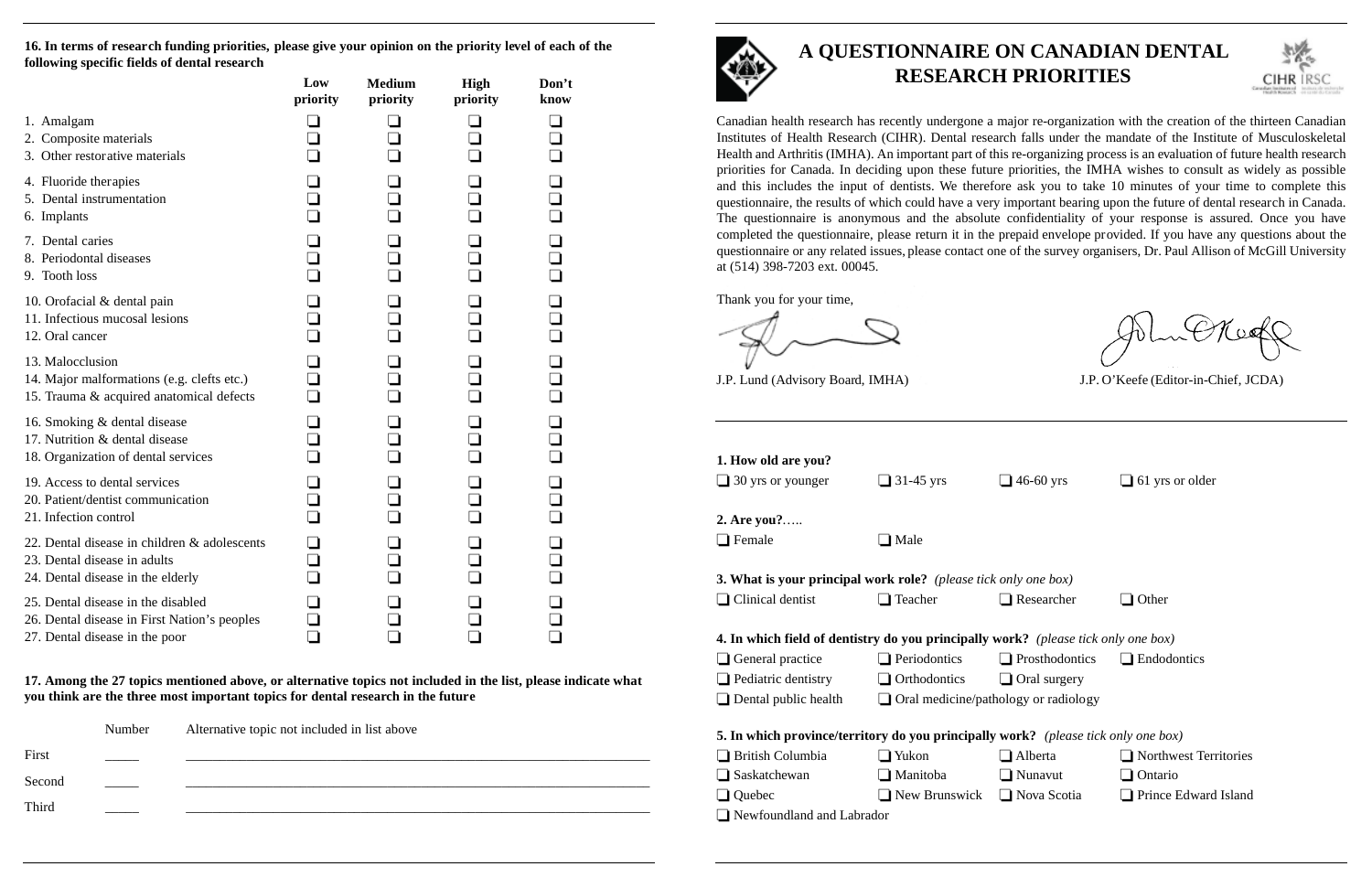**16. In terms of research funding priorities, please give your opinion on the priority level of each of the following specific fields of dental research**

| | Low priority | Medium priority | High priority | Don't know |
|---|---|---|---|---|
| 1. Amalgam | ❑ | ❑ | ❑ | ❑ |
| 2. Composite materials | ❑ | ❑ | ❑ | ❑ |
| 3. Other restorative materials | ❑ | ❑ | ❑ | ❑ |
| 4. Fluoride therapies | ❑ | ❑ | ❑ | ❑ |
| 5. Dental instrumentation | ❑ | ❑ | ❑ | ❑ |
| 6. Implants | ❑ | ❑ | ❑ | ❑ |
| 7. Dental caries | ❑ | ❑ | ❑ | ❑ |
| 8. Periodontal diseases | ❑ | ❑ | ❑ | ❑ |
| 9. Tooth loss | ❑ | ❑ | ❑ | ❑ |
| 10. Orofacial & dental pain | ❑ | ❑ | ❑ | ❑ |
| 11. Infectious mucosal lesions | ❑ | ❑ | ❑ | ❑ |
| 12. Oral cancer | ❑ | ❑ | ❑ | ❑ |
| 13. Malocclusion | ❑ | ❑ | ❑ | ❑ |
| 14. Major malformations (e.g. clefts etc.) | ❑ | ❑ | ❑ | ❑ |
| 15. Trauma & acquired anatomical defects | ❑ | ❑ | ❑ | ❑ |
| 16. Smoking & dental disease | ❑ | ❑ | ❑ | ❑ |
| 17. Nutrition & dental disease | ❑ | ❑ | ❑ | ❑ |
| 18. Organization of dental services | ❑ | ❑ | ❑ | ❑ |
| 19. Access to dental services | ❑ | ❑ | ❑ | ❑ |
| 20. Patient/dentist communication | ❑ | ❑ | ❑ | ❑ |
| 21. Infection control | ❑ | ❑ | ❑ | ❑ |
| 22. Dental disease in children & adolescents | ❑ | ❑ | ❑ | ❑ |
| 23. Dental disease in adults | ❑ | ❑ | ❑ | ❑ |
| 24. Dental disease in the elderly | ❑ | ❑ | ❑ | ❑ |
| 25. Dental disease in the disabled | ❑ | ❑ | ❑ | ❑ |
| 26. Dental disease in First Nation's peoples | ❑ | ❑ | ❑ | ❑ |
| 27. Dental disease in the poor | ❑ | ❑ | ❑ | ❑ |

**17. Among the 27 topics mentioned above, or alternative topics not included in the list, please indicate what you think are the three most important topics for dental research in the future**

| | Number | Alternative topic not included in list above |
|---|---|---|
| First | _____ | ______________________________ |
| Second | _____ | ______________________________ |
| Third | _____ | ______________________________ |

# A QUESTIONNAIRE ON CANADIAN DENTAL RESEARCH PRIORITIES

Canadian health research has recently undergone a major re-organization with the creation of the thirteen Canadian Institutes of Health Research (CIHR). Dental research falls under the mandate of the Institute of Musculoskeletal Health and Arthritis (IMHA). An important part of this re-organizing process is an evaluation of future health research priorities for Canada. In deciding upon these future priorities, the IMHA wishes to consult as widely as possible and this includes the input of dentists. We therefore ask you to take 10 minutes of your time to complete this questionnaire, the results of which could have a very important bearing upon the future of dental research in Canada. The questionnaire is anonymous and the absolute confidentiality of your response is assured. Once you have completed the questionnaire, please return it in the prepaid envelope provided. If you have any questions about the questionnaire or any related issues, please contact one of the survey organisers, Dr. Paul Allison of McGill University at (514) 398-7203 ext. 00045.

Thank you for your time,

J.P. Lund (Advisory Board, IMHA) — J.P. O'Keefe (Editor-in-Chief, JCDA)

**1. How old are you?**

❑ 30 yrs or younger ❑ 31-45 yrs ❑ 46-60 yrs ❑ 61 yrs or older

**2. Are you?…..**

❑ Female ❑ Male

**3. What is your principal work role?** *(please tick only one box)*

❑ Clinical dentist ❑ Teacher ❑ Researcher ❑ Other

**4. In which field of dentistry do you principally work?** *(please tick only one box)*

❑ General practice ❑ Periodontics ❑ Prosthodontics ❑ Endodontics
❑ Pediatric dentistry ❑ Orthodontics ❑ Oral surgery
❑ Dental public health ❑ Oral medicine/pathology or radiology

**5. In which province/territory do you principally work?** *(please tick only one box)*

❑ British Columbia ❑ Yukon ❑ Alberta ❑ Northwest Territories
❑ Saskatchewan ❑ Manitoba ❑ Nunavut ❑ Ontario
❑ Quebec ❑ New Brunswick ❑ Nova Scotia ❑ Prince Edward Island
❑ Newfoundland and Labrador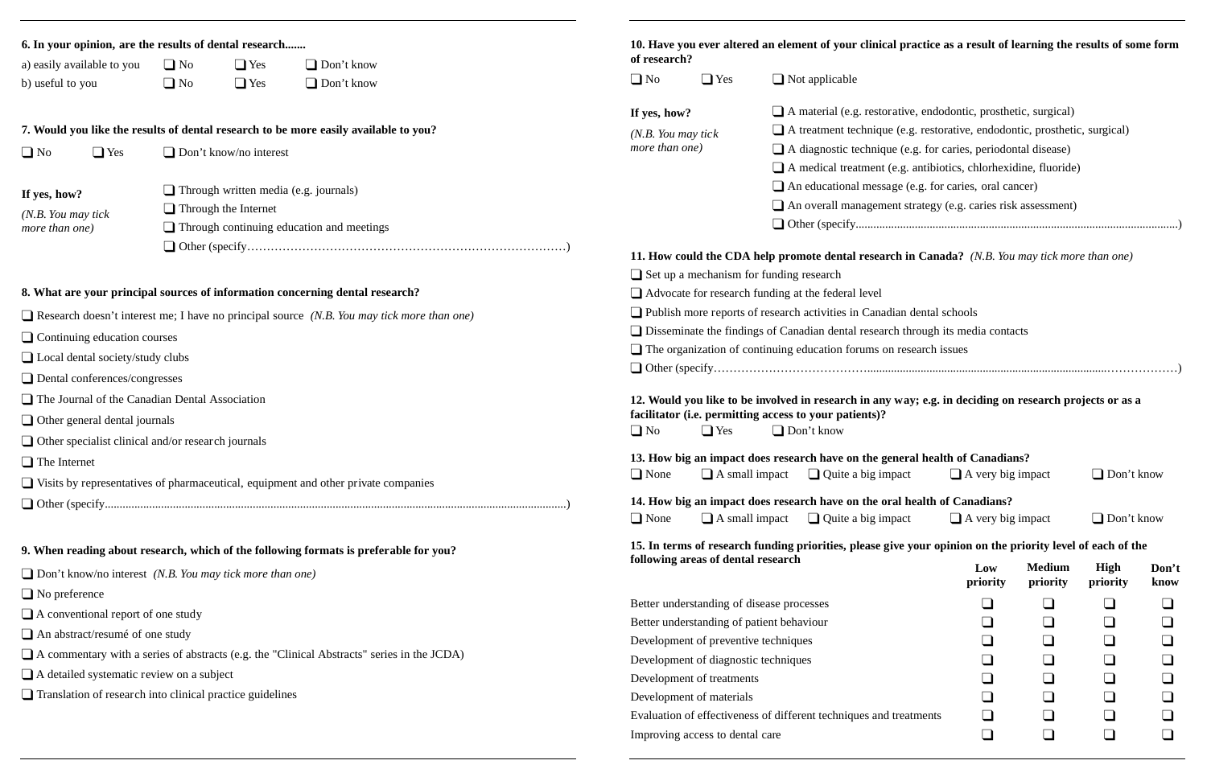**6. In your opinion, are the results of dental research.......**

a) easily available to you ❑ No ❑ Yes ❑ Don't know

b) useful to you ❑ No ❑ Yes ❑ Don't know

**7. Would you like the results of dental research to be more easily available to you?**

❑ No ❑ Yes ❑ Don't know/no interest

**If yes, how?**

*(N.B. You may tick more than one)*

❑ Through written media (e.g. journals)

❑ Through the Internet

❑ Through continuing education and meetings

❑ Other (specify……………………………………………………………………………)

**8. What are your principal sources of information concerning dental research?**

❑ Research doesn't interest me; I have no principal source *(N.B. You may tick more than one)*

❑ Continuing education courses

❑ Local dental society/study clubs

❑ Dental conferences/congresses

❑ The Journal of the Canadian Dental Association

❑ Other general dental journals

❑ Other specialist clinical and/or research journals

❑ The Internet

❑ Visits by representatives of pharmaceutical, equipment and other private companies

❑ Other (specify.............................................................................................................................................)

**9. When reading about research, which of the following formats is preferable for you?**

❑ Don't know/no interest *(N.B. You may tick more than one)*

❑ No preference

❑ A conventional report of one study

❑ An abstract/resumé of one study

❑ A commentary with a series of abstracts (e.g. the "Clinical Abstracts" series in the JCDA)

❑ A detailed systematic review on a subject

❑ Translation of research into clinical practice guidelines

**10. Have you ever altered an element of your clinical practice as a result of learning the results of some form of research?**

❑ No ❑ Yes ❑ Not applicable

**If yes, how?**

*(N.B. You may tick more than one)*

❑ A material (e.g. restorative, endodontic, prosthetic, surgical)

❑ A treatment technique (e.g. restorative, endodontic, prosthetic, surgical)

❑ A diagnostic technique (e.g. for caries, periodontal disease)

❑ A medical treatment (e.g. antibiotics, chlorhexidine, fluoride)

❑ An educational message (e.g. for caries, oral cancer)

❑ An overall management strategy (e.g. caries risk assessment)

❑ Other (specify.............................................................................................................)

**11. How could the CDA help promote dental research in Canada?** *(N.B. You may tick more than one)*

❑ Set up a mechanism for funding research

❑ Advocate for research funding at the federal level

❑ Publish more reports of research activities in Canadian dental schools

❑ Disseminate the findings of Canadian dental research through its media contacts

❑ The organization of continuing education forums on research issues

❑ Other (specify…………………………………......................................................................………………)

**12. Would you like to be involved in research in any way; e.g. in deciding on research projects or as a facilitator (i.e. permitting access to your patients)?**

❑ No ❑ Yes ❑ Don't know

**13. How big an impact does research have on the general health of Canadians?**

❑ None ❑ A small impact ❑ Quite a big impact ❑ A very big impact ❑ Don't know

**14. How big an impact does research have on the oral health of Canadians?**

❑ None ❑ A small impact ❑ Quite a big impact ❑ A very big impact ❑ Don't know

**15. In terms of research funding priorities, please give your opinion on the priority level of each of the following areas of dental research**

| | Low priority | Medium priority | High priority | Don't know |
|---|---|---|---|---|
| Better understanding of disease processes | ❑ | ❑ | ❑ | ❑ |
| Better understanding of patient behaviour | ❑ | ❑ | ❑ | ❑ |
| Development of preventive techniques | ❑ | ❑ | ❑ | ❑ |
| Development of diagnostic techniques | ❑ | ❑ | ❑ | ❑ |
| Development of treatments | ❑ | ❑ | ❑ | ❑ |
| Development of materials | ❑ | ❑ | ❑ | ❑ |
| Evaluation of effectiveness of different techniques and treatments | ❑ | ❑ | ❑ | ❑ |
| Improving access to dental care | ❑ | ❑ | ❑ | ❑ |